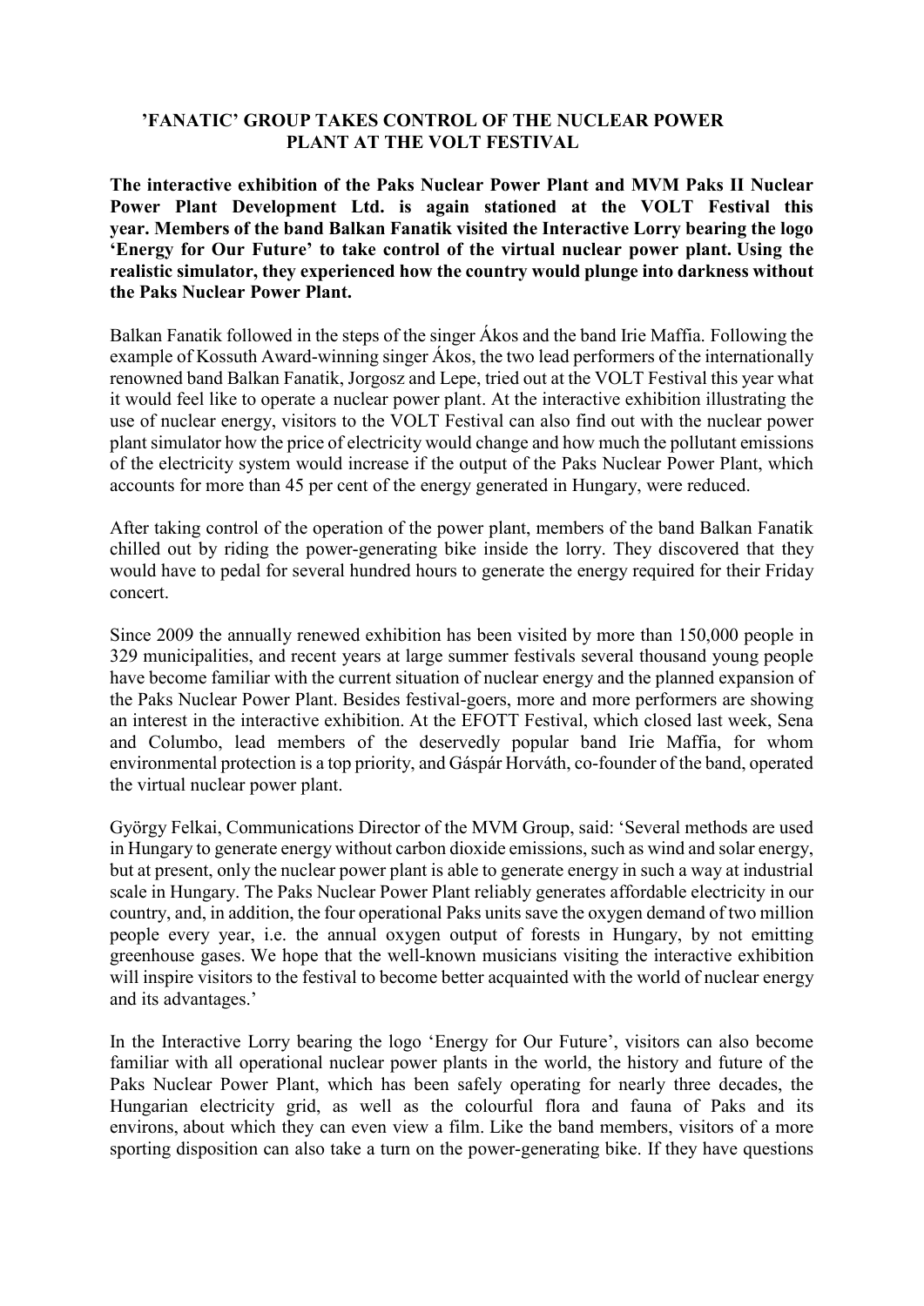# 'FANATIC' GROUP TAKES CONTROL OF THE NUCLEAR POWER PLANT AT THE VOLT FESTIVAL

**The interactive exhibition of the Paks Nuclear Power Plant and MVM Paks II Nuclear Power Plant Development Ltd. is again stationed at the VOLT Festival this year. Members of the band Balkan Fanatik visited the Interactive Lorry bearing the logo 'Energy for Our Future' to take control of the virtual nuclear power plant. Using the realistic simulator, they experienced how the country would plunge into darkness without the Paks Nuclear Power Plant.**

Balkan Fanatik followed in the steps of the singer Ákos and the band Irie Maffia. Following the example of Kossuth Award-winning singer Ákos, the two lead performers of the internationally renowned band Balkan Fanatik, Jorgosz and Lepe, tried out at the VOLT Festival this year what it would feel like to operate a nuclear power plant. At the interactive exhibition illustrating the use of nuclear energy, visitors to the VOLT Festival can also find out with the nuclear power plant simulator how the price of electricity would change and how much the pollutant emissions of the electricity system would increase if the output of the Paks Nuclear Power Plant, which accounts for more than 45 per cent of the energy generated in Hungary, were reduced.

After taking control of the operation of the power plant, members of the band Balkan Fanatik chilled out by riding the power-generating bike inside the lorry. They discovered that they would have to pedal for several hundred hours to generate the energy required for their Friday concert.

Since 2009 the annually renewed exhibition has been visited by more than 150,000 people in 329 municipalities, and recent years at large summer festivals several thousand young people have become familiar with the current situation of nuclear energy and the planned expansion of the Paks Nuclear Power Plant. Besides festival-goers, more and more performers are showing an interest in the interactive exhibition. At the EFOTT Festival, which closed last week, Sena and Columbo, lead members of the deservedly popular band Irie Maffia, for whom environmental protection is a top priority, and Gáspár Horváth, co-founder of the band, operated the virtual nuclear power plant.

György Felkai, Communications Director of the MVM Group, said: 'Several methods are used in Hungary to generate energy without carbon dioxide emissions, such as wind and solar energy, but at present, only the nuclear power plant is able to generate energy in such a way at industrial scale in Hungary. The Paks Nuclear Power Plant reliably generates affordable electricity in our country, and, in addition, the four operational Paks units save the oxygen demand of two million people every year, i.e. the annual oxygen output of forests in Hungary, by not emitting greenhouse gases. We hope that the well-known musicians visiting the interactive exhibition will inspire visitors to the festival to become better acquainted with the world of nuclear energy and its advantages.'

In the Interactive Lorry bearing the logo 'Energy for Our Future', visitors can also become familiar with all operational nuclear power plants in the world, the history and future of the Paks Nuclear Power Plant, which has been safely operating for nearly three decades, the Hungarian electricity grid, as well as the colourful flora and fauna of Paks and its environs, about which they can even view a film. Like the band members, visitors of a more sporting disposition can also take a turn on the power-generating bike. If they have questions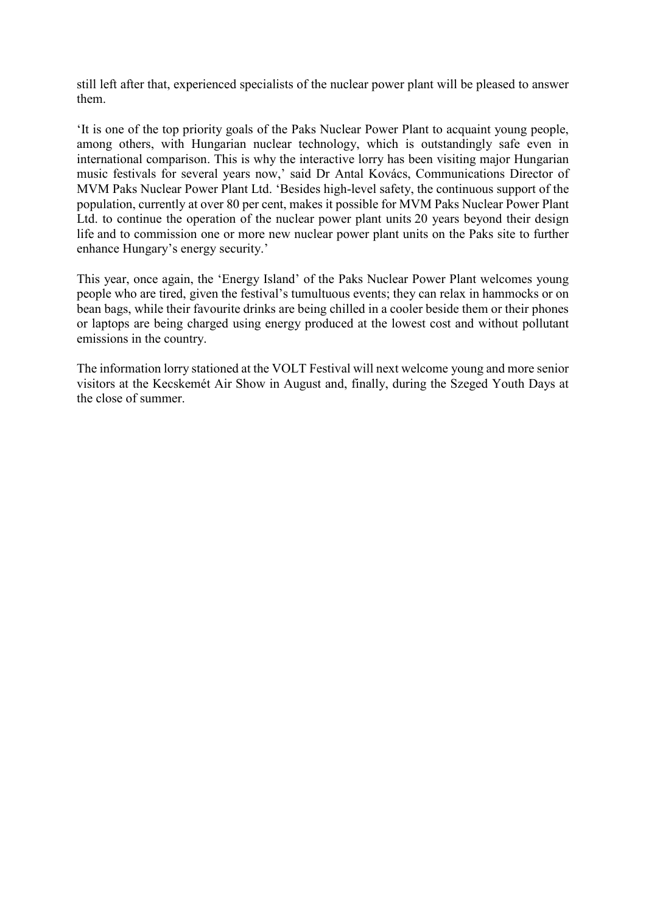still left after that, experienced specialists of the nuclear power plant will be pleased to answer them.

‘It is one of the top priority goals of the Paks Nuclear Power Plant to acquaint young people, among others, with Hungarian nuclear technology, which is outstandingly safe even in international comparison. This is why the interactive lorry has been visiting major Hungarian music festivals for several years now,’ said Dr Antal Kovács, Communications Director of MVM Paks Nuclear Power Plant Ltd. ‘Besides high-level safety, the continuous support of the population, currently at over 80 per cent, makes it possible for MVM Paks Nuclear Power Plant Ltd. to continue the operation of the nuclear power plant units 20 years beyond their design life and to commission one or more new nuclear power plant units on the Paks site to further enhance Hungary’s energy security.’

This year, once again, the ‘Energy Island’ of the Paks Nuclear Power Plant welcomes young people who are tired, given the festival’s tumultuous events; they can relax in hammocks or on bean bags, while their favourite drinks are being chilled in a cooler beside them or their phones or laptops are being charged using energy produced at the lowest cost and without pollutant emissions in the country.

The information lorry stationed at the VOLT Festival will next welcome young and more senior visitors at the Kecskemét Air Show in August and, finally, during the Szeged Youth Days at the close of summer.